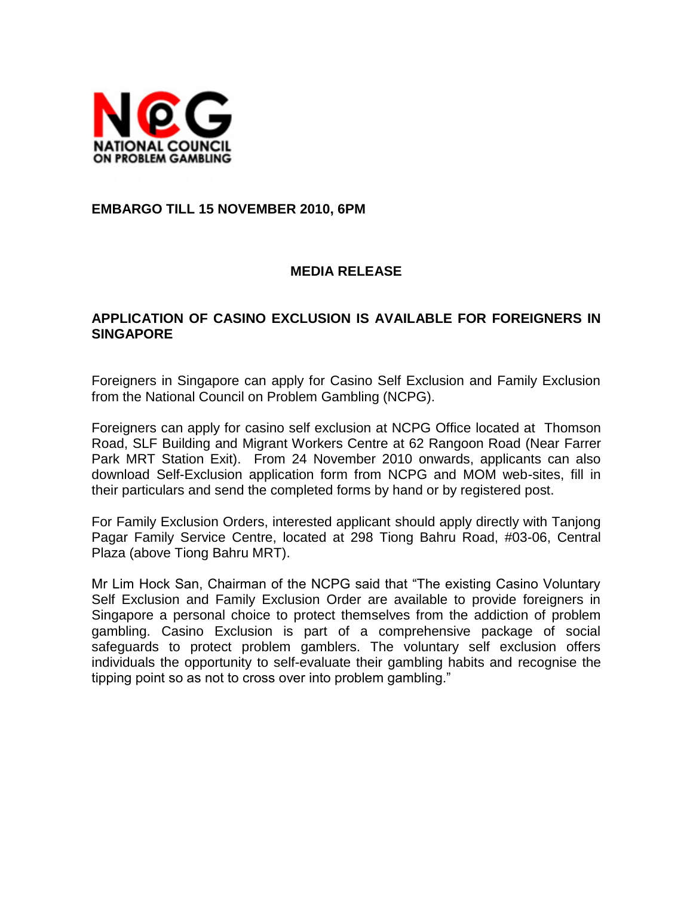NATIONAL COUNCIL ON PROBLEM GAMBLING

**EMBARGO TILL 15 NOVEMBER 2010, 6PM**

**MEDIA RELEASE**

**APPLICATION OF CASINO EXCLUSION IS AVAILABLE FOR FOREIGNERS IN SINGAPORE**

Foreigners in Singapore can apply for Casino Self Exclusion and Family Exclusion from the National Council on Problem Gambling (NCPG).

Foreigners can apply for casino self exclusion at NCPG Office located at Thomson Road, SLF Building and Migrant Workers Centre at 62 Rangoon Road (Near Farrer Park MRT Station Exit). From 24 November 2010 onwards, applicants can also download Self-Exclusion application form from NCPG and MOM web-sites, fill in their particulars and send the completed forms by hand or by registered post.

For Family Exclusion Orders, interested applicant should apply directly with Tanjong Pagar Family Service Centre, located at 298 Tiong Bahru Road, #03-06, Central Plaza (above Tiong Bahru MRT).

Mr Lim Hock San, Chairman of the NCPG said that "The existing Casino Voluntary Self Exclusion and Family Exclusion Order are available to provide foreigners in Singapore a personal choice to protect themselves from the addiction of problem gambling. Casino Exclusion is part of a comprehensive package of social safeguards to protect problem gamblers. The voluntary self exclusion offers individuals the opportunity to self-evaluate their gambling habits and recognise the tipping point so as not to cross over into problem gambling."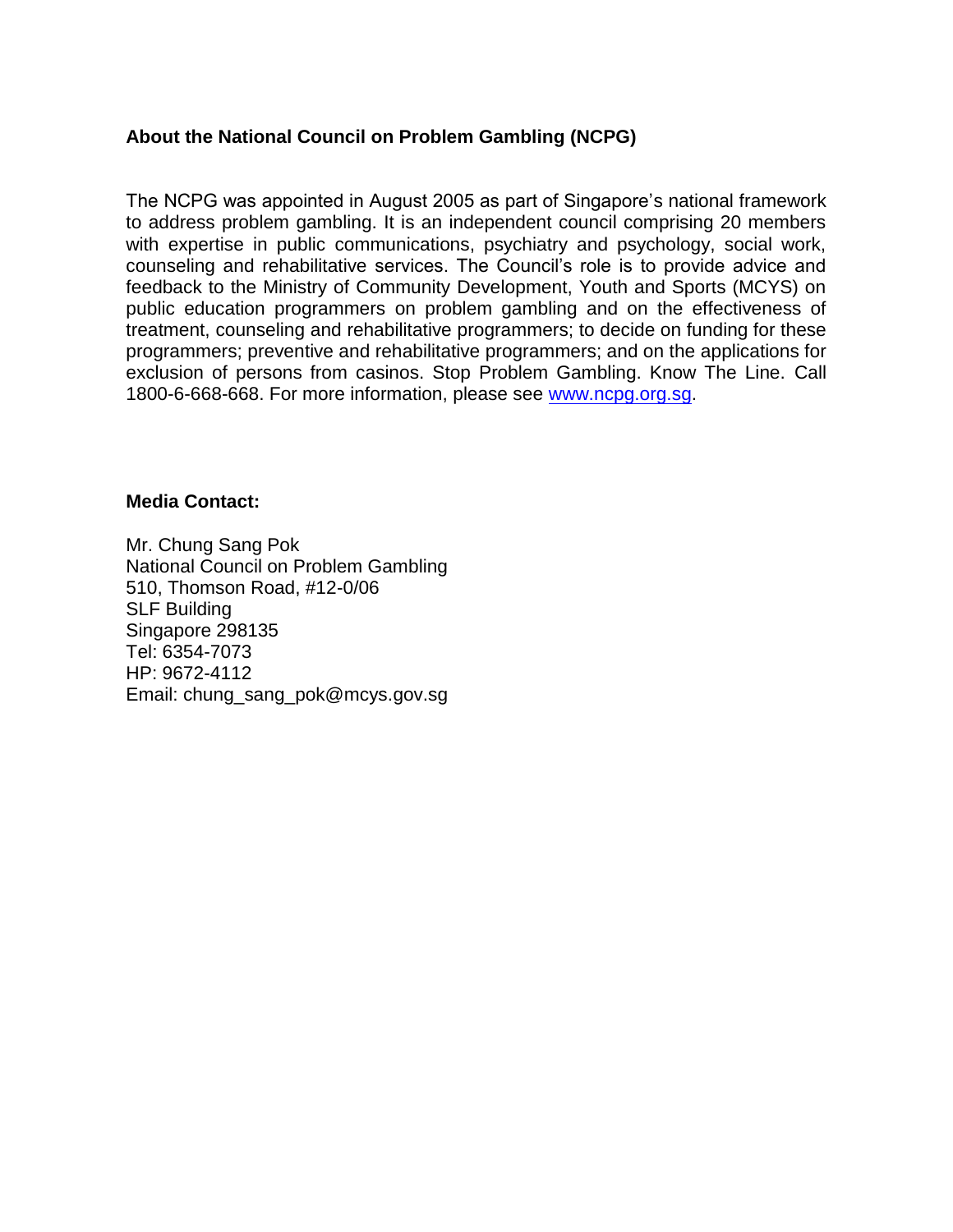**About the National Council on Problem Gambling (NCPG)**

The NCPG was appointed in August 2005 as part of Singapore's national framework to address problem gambling. It is an independent council comprising 20 members with expertise in public communications, psychiatry and psychology, social work, counseling and rehabilitative services. The Council's role is to provide advice and feedback to the Ministry of Community Development, Youth and Sports (MCYS) on public education programmers on problem gambling and on the effectiveness of treatment, counseling and rehabilitative programmers; to decide on funding for these programmers; preventive and rehabilitative programmers; and on the applications for exclusion of persons from casinos. Stop Problem Gambling. Know The Line. Call 1800-6-668-668. For more information, please see www.ncpg.org.sg.

**Media Contact:**

Mr. Chung Sang Pok
National Council on Problem Gambling
510, Thomson Road, #12-0/06
SLF Building
Singapore 298135
Tel: 6354-7073
HP: 9672-4112
Email: chung_sang_pok@mcys.gov.sg